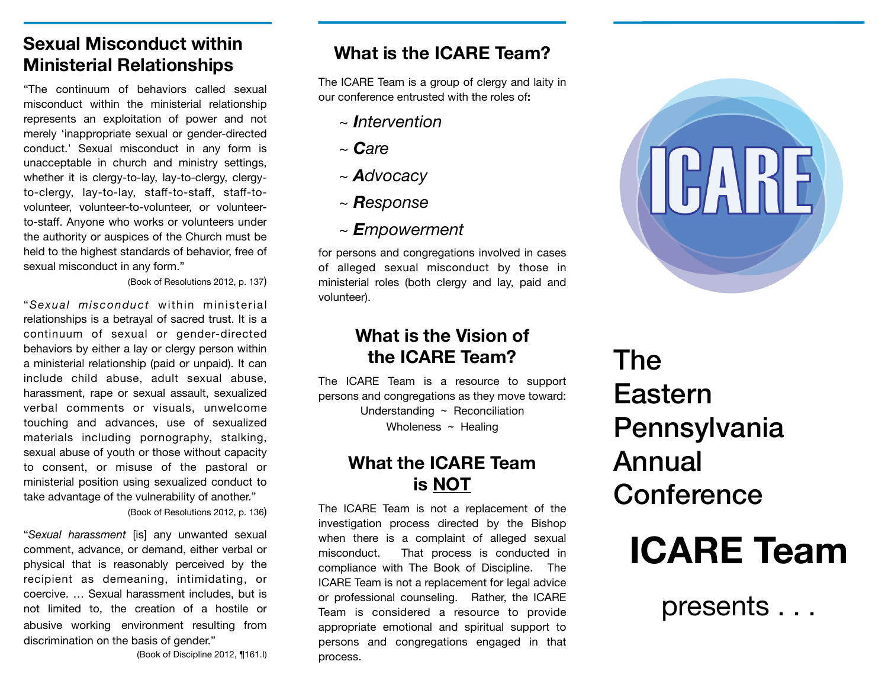## Sexual Misconduct within Ministerial Relationships

"The continuum of behaviors called sexual misconduct within the ministerial relationship represents an exploitation of power and not merely 'inappropriate sexual or gender-directed conduct.' Sexual misconduct in any form is unacceptable in church and ministry settings, whether it is clergy-to-lay, lay-to-clergy, clergy-to-clergy, lay-to-lay, staff-to-staff, staff-to-volunteer, volunteer-to-volunteer, or volunteer-to-staff. Anyone who works or volunteers under the authority or auspices of the Church must be held to the highest standards of behavior, free of sexual misconduct in any form."

(Book of Resolutions 2012, p. 137)

"*Sexual misconduct* within ministerial relationships is a betrayal of sacred trust. It is a continuum of sexual or gender-directed behaviors by either a lay or clergy person within a ministerial relationship (paid or unpaid). It can include child abuse, adult sexual abuse, harassment, rape or sexual assault, sexualized verbal comments or visuals, unwelcome touching and advances, use of sexualized materials including pornography, stalking, sexual abuse of youth or those without capacity to consent, or misuse of the pastoral or ministerial position using sexualized conduct to take advantage of the vulnerability of another."

(Book of Resolutions 2012, p. 136)

"*Sexual harassment* [is] any unwanted sexual comment, advance, or demand, either verbal or physical that is reasonably perceived by the recipient as demeaning, intimidating, or coercive. … Sexual harassment includes, but is not limited to, the creation of a hostile or abusive working environment resulting from discrimination on the basis of gender."

(Book of Discipline 2012, ¶161.I)

## What is the ICARE Team?

The ICARE Team is a group of clergy and laity in our conference entrusted with the roles of**:**

~ ***I****ntervention*

~ ***C****are*

~ ***A****dvocacy*

~ ***R****esponse*

~ ***E****mpowerment*

for persons and congregations involved in cases of alleged sexual misconduct by those in ministerial roles (both clergy and lay, paid and volunteer).

## What is the Vision of the ICARE Team?

The ICARE Team is a resource to support persons and congregations as they move toward:

Understanding ~ Reconciliation

Wholeness ~ Healing

## What the ICARE Team is NOT

The ICARE Team is not a replacement of the investigation process directed by the Bishop when there is a complaint of alleged sexual misconduct. That process is conducted in compliance with The Book of Discipline. The ICARE Team is not a replacement for legal advice or professional counseling. Rather, the ICARE Team is considered a resource to provide appropriate emotional and spiritual support to persons and congregations engaged in that process.

ICARE

# The Eastern Pennsylvania Annual Conference

# ICARE Team

presents . . .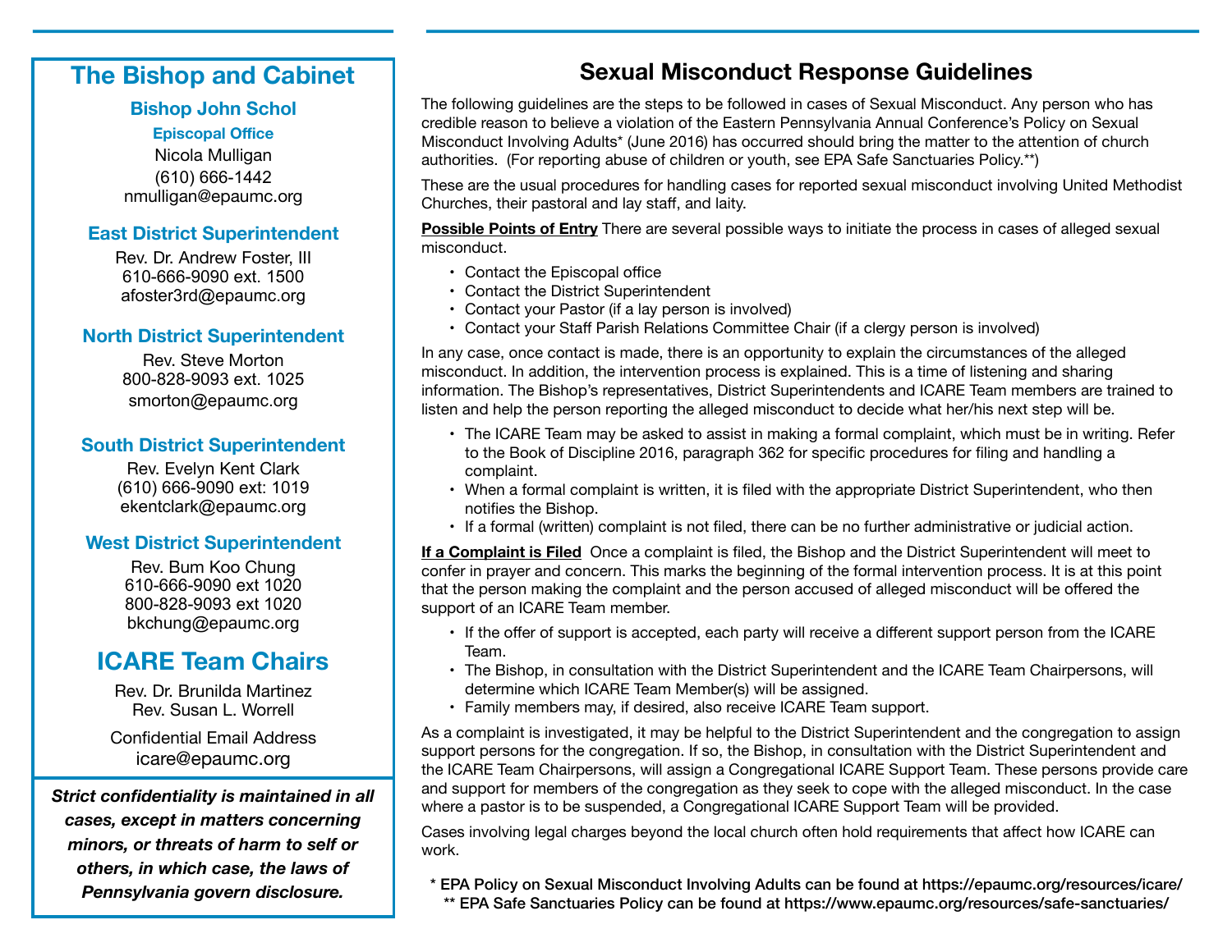## The Bishop and Cabinet

### Bishop John Schol

**Episcopal Office**

Nicola Mulligan
(610) 666-1442
nmulligan@epaumc.org

### East District Superintendent

Rev. Dr. Andrew Foster, III
610-666-9090 ext. 1500
afoster3rd@epaumc.org

### North District Superintendent

Rev. Steve Morton
800-828-9093 ext. 1025
smorton@epaumc.org

### South District Superintendent

Rev. Evelyn Kent Clark
(610) 666-9090 ext: 1019
ekentclark@epaumc.org

### West District Superintendent

Rev. Bum Koo Chung
610-666-9090 ext 1020
800-828-9093 ext 1020
bkchung@epaumc.org

## ICARE Team Chairs

Rev. Dr. Brunilda Martinez
Rev. Susan L. Worrell

Confidential Email Address
icare@epaumc.org

***Strict confidentiality is maintained in all cases, except in matters concerning minors, or threats of harm to self or others, in which case, the laws of Pennsylvania govern disclosure.***

## Sexual Misconduct Response Guidelines

The following guidelines are the steps to be followed in cases of Sexual Misconduct. Any person who has credible reason to believe a violation of the Eastern Pennsylvania Annual Conference's Policy on Sexual Misconduct Involving Adults* (June 2016) has occurred should bring the matter to the attention of church authorities. (For reporting abuse of children or youth, see EPA Safe Sanctuaries Policy.**)

These are the usual procedures for handling cases for reported sexual misconduct involving United Methodist Churches, their pastoral and lay staff, and laity.

**Possible Points of Entry** There are several possible ways to initiate the process in cases of alleged sexual misconduct.

- Contact the Episcopal office
- Contact the District Superintendent
- Contact your Pastor (if a lay person is involved)
- Contact your Staff Parish Relations Committee Chair (if a clergy person is involved)

In any case, once contact is made, there is an opportunity to explain the circumstances of the alleged misconduct. In addition, the intervention process is explained. This is a time of listening and sharing information. The Bishop's representatives, District Superintendents and ICARE Team members are trained to listen and help the person reporting the alleged misconduct to decide what her/his next step will be.

- The ICARE Team may be asked to assist in making a formal complaint, which must be in writing. Refer to the Book of Discipline 2016, paragraph 362 for specific procedures for filing and handling a complaint.
- When a formal complaint is written, it is filed with the appropriate District Superintendent, who then notifies the Bishop.
- If a formal (written) complaint is not filed, there can be no further administrative or judicial action.

**If a Complaint is Filed** Once a complaint is filed, the Bishop and the District Superintendent will meet to confer in prayer and concern. This marks the beginning of the formal intervention process. It is at this point that the person making the complaint and the person accused of alleged misconduct will be offered the support of an ICARE Team member.

- If the offer of support is accepted, each party will receive a different support person from the ICARE Team.
- The Bishop, in consultation with the District Superintendent and the ICARE Team Chairpersons, will determine which ICARE Team Member(s) will be assigned.
- Family members may, if desired, also receive ICARE Team support.

As a complaint is investigated, it may be helpful to the District Superintendent and the congregation to assign support persons for the congregation. If so, the Bishop, in consultation with the District Superintendent and the ICARE Team Chairpersons, will assign a Congregational ICARE Support Team. These persons provide care and support for members of the congregation as they seek to cope with the alleged misconduct. In the case where a pastor is to be suspended, a Congregational ICARE Support Team will be provided.

Cases involving legal charges beyond the local church often hold requirements that affect how ICARE can work.

\* EPA Policy on Sexual Misconduct Involving Adults can be found at https://epaumc.org/resources/icare/
\** EPA Safe Sanctuaries Policy can be found at https://www.epaumc.org/resources/safe-sanctuaries/